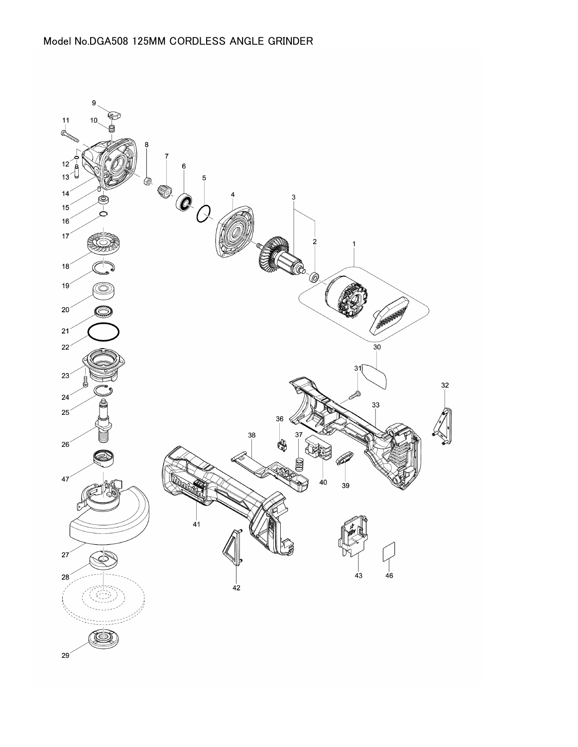Model No.DGA508 125MM CORDLESS ANGLE GRINDER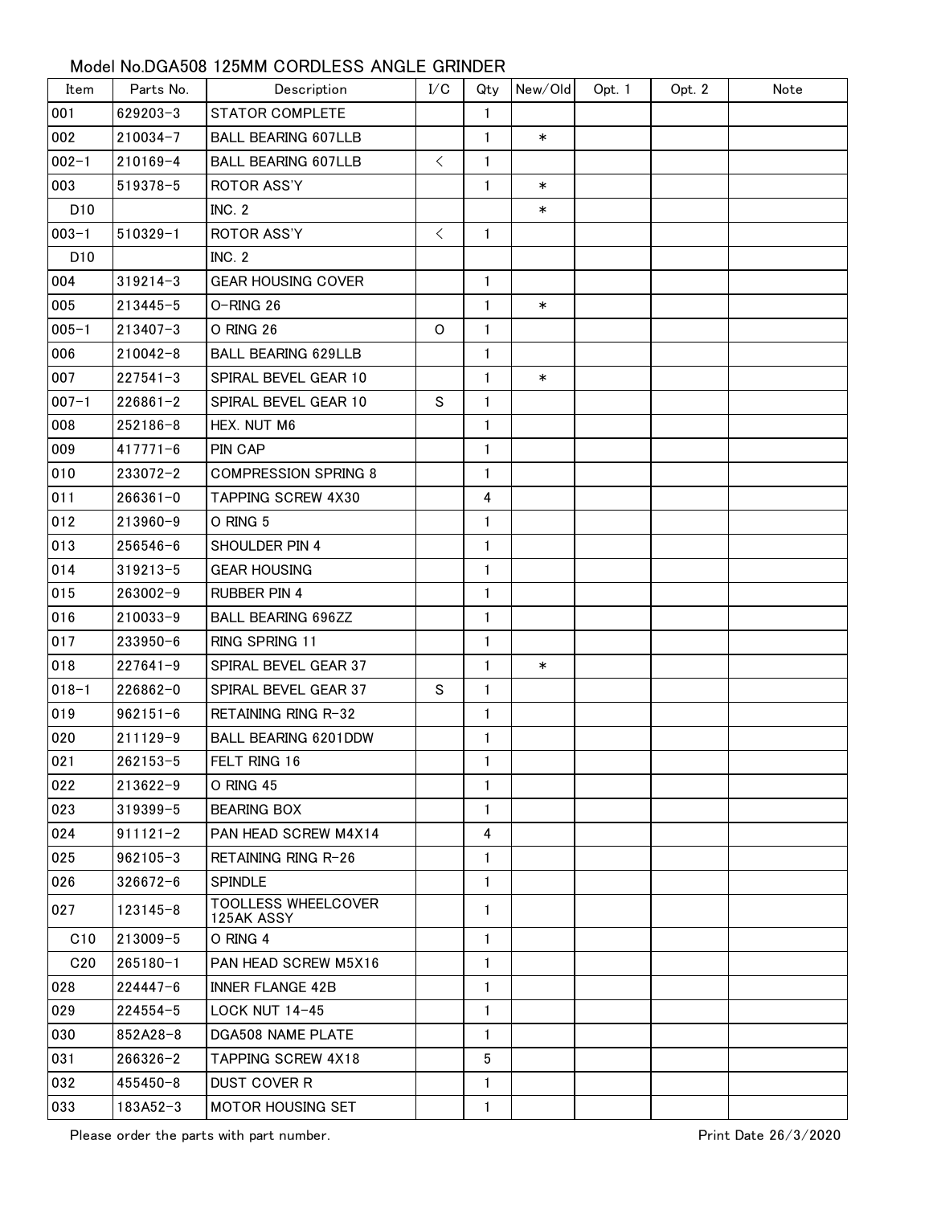Model No.DGA508 125MM CORDLESS ANGLE GRINDER

| Item | Parts No. | Description | I/C | Qty | New/Old | Opt. 1 | Opt. 2 | Note |
|---|---|---|---|---|---|---|---|---|
| 001 | 629203-3 | STATOR COMPLETE | | 1 | | | | |
| 002 | 210034-7 | BALL BEARING 607LLB | | 1 | * | | | |
| 002-1 | 210169-4 | BALL BEARING 607LLB | < | 1 | | | | |
| 003 | 519378-5 | ROTOR ASS'Y | | 1 | * | | | |
| D10 | | INC. 2 | | | * | | | |
| 003-1 | 510329-1 | ROTOR ASS'Y | < | 1 | | | | |
| D10 | | INC. 2 | | | | | | |
| 004 | 319214-3 | GEAR HOUSING COVER | | 1 | | | | |
| 005 | 213445-5 | O-RING 26 | | 1 | * | | | |
| 005-1 | 213407-3 | O RING 26 | O | 1 | | | | |
| 006 | 210042-8 | BALL BEARING 629LLB | | 1 | | | | |
| 007 | 227541-3 | SPIRAL BEVEL GEAR 10 | | 1 | * | | | |
| 007-1 | 226861-2 | SPIRAL BEVEL GEAR 10 | S | 1 | | | | |
| 008 | 252186-8 | HEX. NUT M6 | | 1 | | | | |
| 009 | 417771-6 | PIN CAP | | 1 | | | | |
| 010 | 233072-2 | COMPRESSION SPRING 8 | | 1 | | | | |
| 011 | 266361-0 | TAPPING SCREW 4X30 | | 4 | | | | |
| 012 | 213960-9 | O RING 5 | | 1 | | | | |
| 013 | 256546-6 | SHOULDER PIN 4 | | 1 | | | | |
| 014 | 319213-5 | GEAR HOUSING | | 1 | | | | |
| 015 | 263002-9 | RUBBER PIN 4 | | 1 | | | | |
| 016 | 210033-9 | BALL BEARING 696ZZ | | 1 | | | | |
| 017 | 233950-6 | RING SPRING 11 | | 1 | | | | |
| 018 | 227641-9 | SPIRAL BEVEL GEAR 37 | | 1 | * | | | |
| 018-1 | 226862-0 | SPIRAL BEVEL GEAR 37 | S | 1 | | | | |
| 019 | 962151-6 | RETAINING RING R-32 | | 1 | | | | |
| 020 | 211129-9 | BALL BEARING 6201DDW | | 1 | | | | |
| 021 | 262153-5 | FELT RING 16 | | 1 | | | | |
| 022 | 213622-9 | O RING 45 | | 1 | | | | |
| 023 | 319399-5 | BEARING BOX | | 1 | | | | |
| 024 | 911121-2 | PAN HEAD SCREW M4X14 | | 4 | | | | |
| 025 | 962105-3 | RETAINING RING R-26 | | 1 | | | | |
| 026 | 326672-6 | SPINDLE | | 1 | | | | |
| 027 | 123145-8 | TOOLLESS WHEELCOVER 125AK ASSY | | 1 | | | | |
| C10 | 213009-5 | O RING 4 | | 1 | | | | |
| C20 | 265180-1 | PAN HEAD SCREW M5X16 | | 1 | | | | |
| 028 | 224447-6 | INNER FLANGE 42B | | 1 | | | | |
| 029 | 224554-5 | LOCK NUT 14-45 | | 1 | | | | |
| 030 | 852A28-8 | DGA508 NAME PLATE | | 1 | | | | |
| 031 | 266326-2 | TAPPING SCREW 4X18 | | 5 | | | | |
| 032 | 455450-8 | DUST COVER R | | 1 | | | | |
| 033 | 183A52-3 | MOTOR HOUSING SET | | 1 | | | | |

Please order the parts with part number.

Print Date 26/3/2020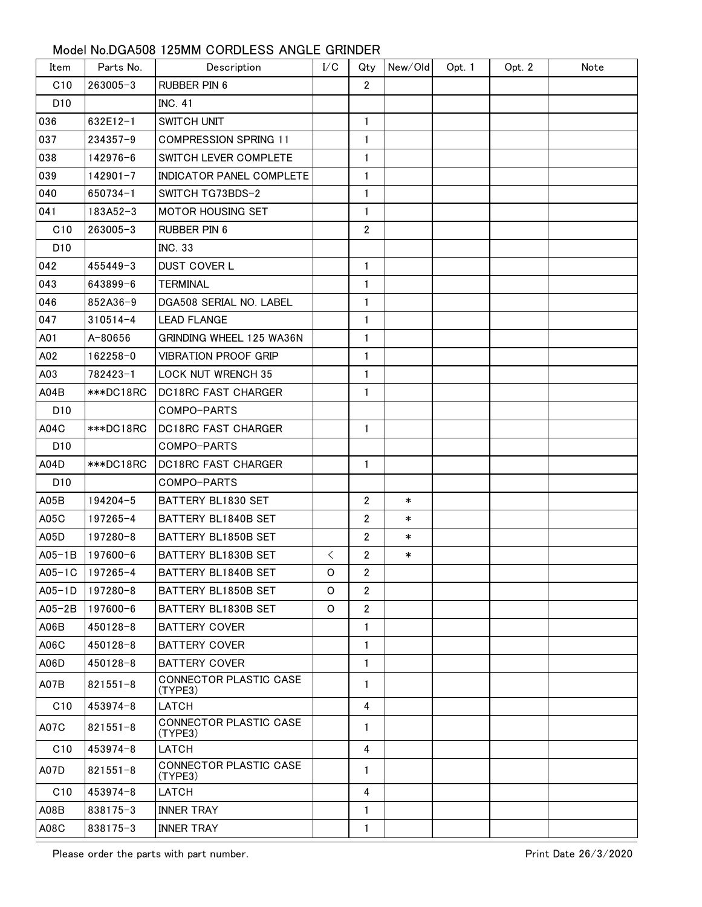## Model No.DGA508 125MM CORDLESS ANGLE GRINDER

| Item | Parts No. | Description | I/C | Qty | New/Old | Opt. 1 | Opt. 2 | Note |
|---|---|---|---|---|---|---|---|---|
| C10 | 263005-3 | RUBBER PIN 6 | | 2 | | | | |
| D10 | | INC. 41 | | | | | | |
| 036 | 632E12-1 | SWITCH UNIT | | 1 | | | | |
| 037 | 234357-9 | COMPRESSION SPRING 11 | | 1 | | | | |
| 038 | 142976-6 | SWITCH LEVER COMPLETE | | 1 | | | | |
| 039 | 142901-7 | INDICATOR PANEL COMPLETE | | 1 | | | | |
| 040 | 650734-1 | SWITCH TG73BDS-2 | | 1 | | | | |
| 041 | 183A52-3 | MOTOR HOUSING SET | | 1 | | | | |
| C10 | 263005-3 | RUBBER PIN 6 | | 2 | | | | |
| D10 | | INC. 33 | | | | | | |
| 042 | 455449-3 | DUST COVER L | | 1 | | | | |
| 043 | 643899-6 | TERMINAL | | 1 | | | | |
| 046 | 852A36-9 | DGA508 SERIAL NO. LABEL | | 1 | | | | |
| 047 | 310514-4 | LEAD FLANGE | | 1 | | | | |
| A01 | A-80656 | GRINDING WHEEL 125 WA36N | | 1 | | | | |
| A02 | 162258-0 | VIBRATION PROOF GRIP | | 1 | | | | |
| A03 | 782423-1 | LOCK NUT WRENCH 35 | | 1 | | | | |
| A04B | ***DC18RC | DC18RC FAST CHARGER | | 1 | | | | |
| D10 | | COMPO-PARTS | | | | | | |
| A04C | ***DC18RC | DC18RC FAST CHARGER | | 1 | | | | |
| D10 | | COMPO-PARTS | | | | | | |
| A04D | ***DC18RC | DC18RC FAST CHARGER | | 1 | | | | |
| D10 | | COMPO-PARTS | | | | | | |
| A05B | 194204-5 | BATTERY BL1830 SET | | 2 | * | | | |
| A05C | 197265-4 | BATTERY BL1840B SET | | 2 | * | | | |
| A05D | 197280-8 | BATTERY BL1850B SET | | 2 | * | | | |
| A05-1B | 197600-6 | BATTERY BL1830B SET | < | 2 | * | | | |
| A05-1C | 197265-4 | BATTERY BL1840B SET | O | 2 | | | | |
| A05-1D | 197280-8 | BATTERY BL1850B SET | O | 2 | | | | |
| A05-2B | 197600-6 | BATTERY BL1830B SET | O | 2 | | | | |
| A06B | 450128-8 | BATTERY COVER | | 1 | | | | |
| A06C | 450128-8 | BATTERY COVER | | 1 | | | | |
| A06D | 450128-8 | BATTERY COVER | | 1 | | | | |
| A07B | 821551-8 | CONNECTOR PLASTIC CASE (TYPE3) | | 1 | | | | |
| C10 | 453974-8 | LATCH | | 4 | | | | |
| A07C | 821551-8 | CONNECTOR PLASTIC CASE (TYPE3) | | 1 | | | | |
| C10 | 453974-8 | LATCH | | 4 | | | | |
| A07D | 821551-8 | CONNECTOR PLASTIC CASE (TYPE3) | | 1 | | | | |
| C10 | 453974-8 | LATCH | | 4 | | | | |
| A08B | 838175-3 | INNER TRAY | | 1 | | | | |
| A08C | 838175-3 | INNER TRAY | | 1 | | | | |

Please order the parts with part number.

Print Date 26/3/2020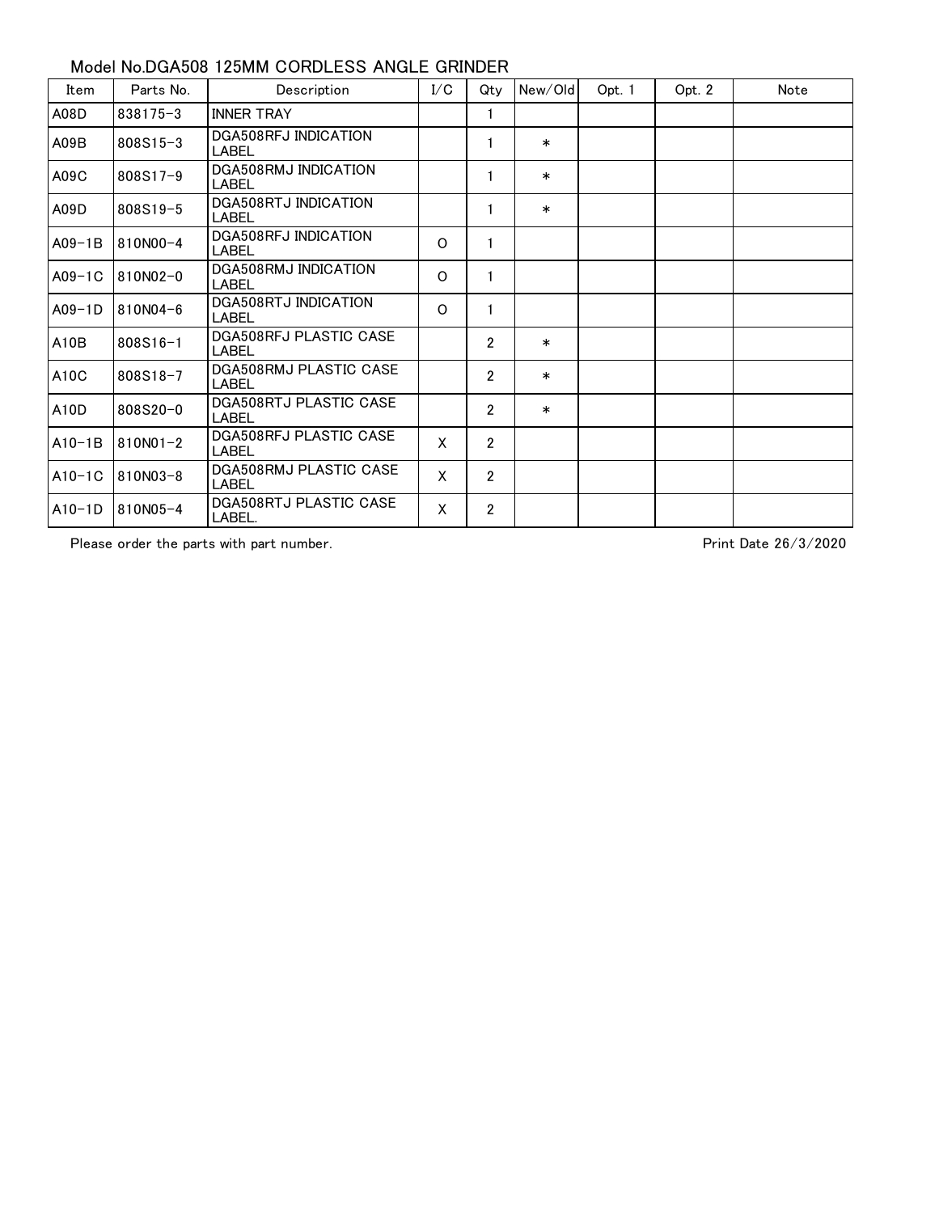## Model No.DGA508 125MM CORDLESS ANGLE GRINDER

| Item | Parts No. | Description | I/C | Qty | New/Old | Opt. 1 | Opt. 2 | Note |
|---|---|---|---|---|---|---|---|---|
| A08D | 838175-3 | INNER TRAY | | 1 | | | | |
| A09B | 808S15-3 | DGA508RFJ INDICATION LABEL | | 1 | * | | | |
| A09C | 808S17-9 | DGA508RMJ INDICATION LABEL | | 1 | * | | | |
| A09D | 808S19-5 | DGA508RTJ INDICATION LABEL | | 1 | * | | | |
| A09-1B | 810N00-4 | DGA508RFJ INDICATION LABEL | O | 1 | | | | |
| A09-1C | 810N02-0 | DGA508RMJ INDICATION LABEL | O | 1 | | | | |
| A09-1D | 810N04-6 | DGA508RTJ INDICATION LABEL | O | 1 | | | | |
| A10B | 808S16-1 | DGA508RFJ PLASTIC CASE LABEL | | 2 | * | | | |
| A10C | 808S18-7 | DGA508RMJ PLASTIC CASE LABEL | | 2 | * | | | |
| A10D | 808S20-0 | DGA508RTJ PLASTIC CASE LABEL | | 2 | * | | | |
| A10-1B | 810N01-2 | DGA508RFJ PLASTIC CASE LABEL | X | 2 | | | | |
| A10-1C | 810N03-8 | DGA508RMJ PLASTIC CASE LABEL | X | 2 | | | | |
| A10-1D | 810N05-4 | DGA508RTJ PLASTIC CASE LABEL. | X | 2 | | | | |

Please order the parts with part number.

Print Date 26/3/2020